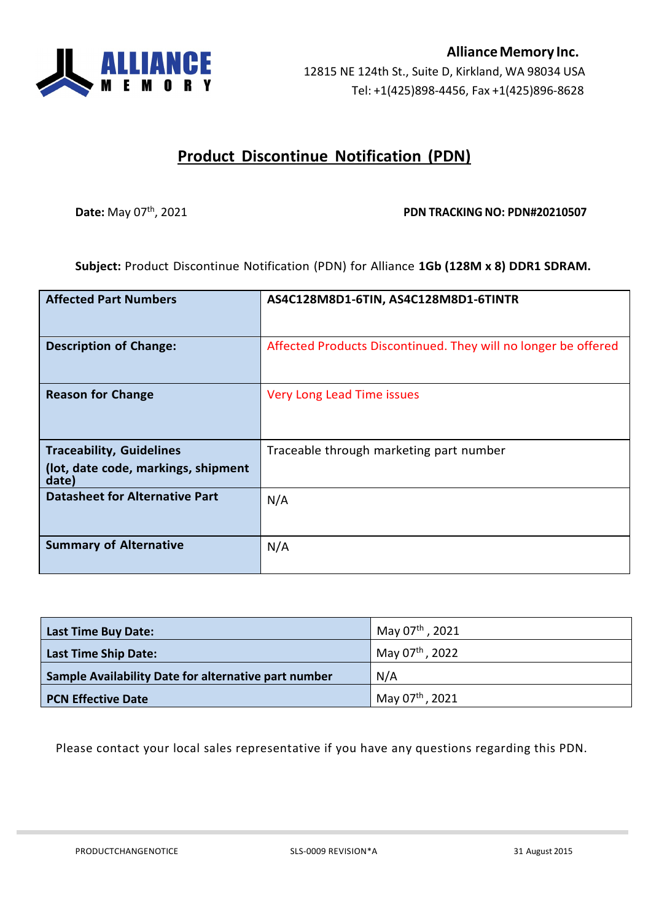**Alliance Memory Inc.**
12815 NE 124th St., Suite D, Kirkland, WA 98034 USA
Tel: +1(425)898-4456, Fax +1(425)896-8628

# Product Discontinue Notification (PDN)

**Date:** May 07th, 2021

**PDN TRACKING NO: PDN#20210507**

**Subject:** Product Discontinue Notification (PDN) for Alliance **1Gb (128M x 8) DDR1 SDRAM.**

| **Affected Part Numbers** | **AS4C128M8D1-6TIN, AS4C128M8D1-6TINTR** |
|---|---|
| **Description of Change:** | Affected Products Discontinued. They will no longer be offered |
| **Reason for Change** | Very Long Lead Time issues |
| **Traceability, Guidelines (lot, date code, markings, shipment date)** | Traceable through marketing part number |
| **Datasheet for Alternative Part** | N/A |
| **Summary of Alternative** | N/A |

| | |
|---|---|
| **Last Time Buy Date:** | May 07th , 2021 |
| **Last Time Ship Date:** | May 07th , 2022 |
| **Sample Availability Date for alternative part number** | N/A |
| **PCN Effective Date** | May 07th , 2021 |

Please contact your local sales representative if you have any questions regarding this PDN.

PRODUCTCHANGENOTICE SLS-0009 REVISION*A 31 August 2015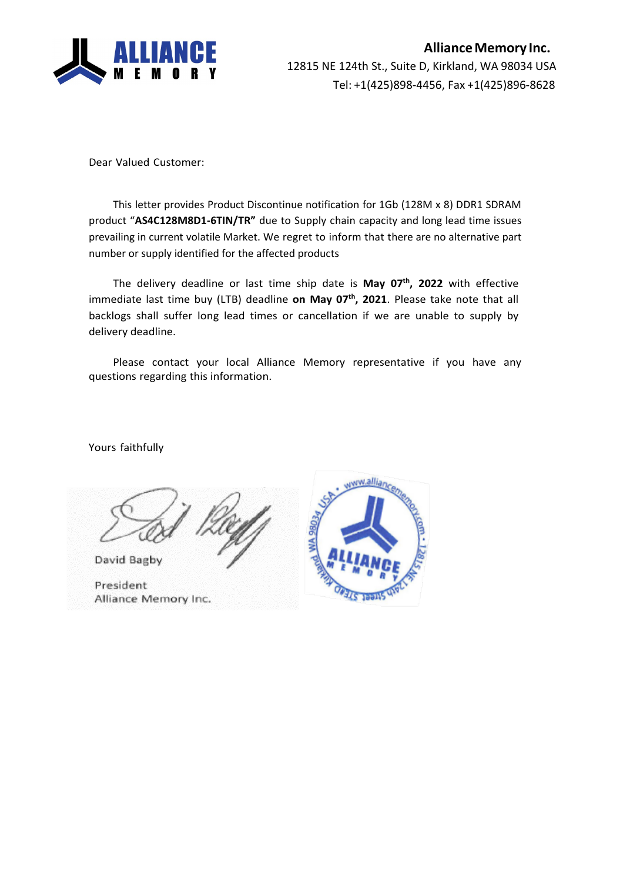**Alliance Memory Inc.**
12815 NE 124th St., Suite D, Kirkland, WA 98034 USA
Tel: +1(425)898-4456, Fax +1(425)896-8628

Dear Valued Customer:

This letter provides Product Discontinue notification for 1Gb (128M x 8) DDR1 SDRAM product "**AS4C128M8D1-6TIN/TR**" due to Supply chain capacity and long lead time issues prevailing in current volatile Market. We regret to inform that there are no alternative part number or supply identified for the affected products

The delivery deadline or last time ship date is **May 07th, 2022** with effective immediate last time buy (LTB) deadline **on May 07th, 2021**. Please take note that all backlogs shall suffer long lead times or cancellation if we are unable to supply by delivery deadline.

Please contact your local Alliance Memory representative if you have any questions regarding this information.

Yours faithfully

David Bagby

President
Alliance Memory Inc.